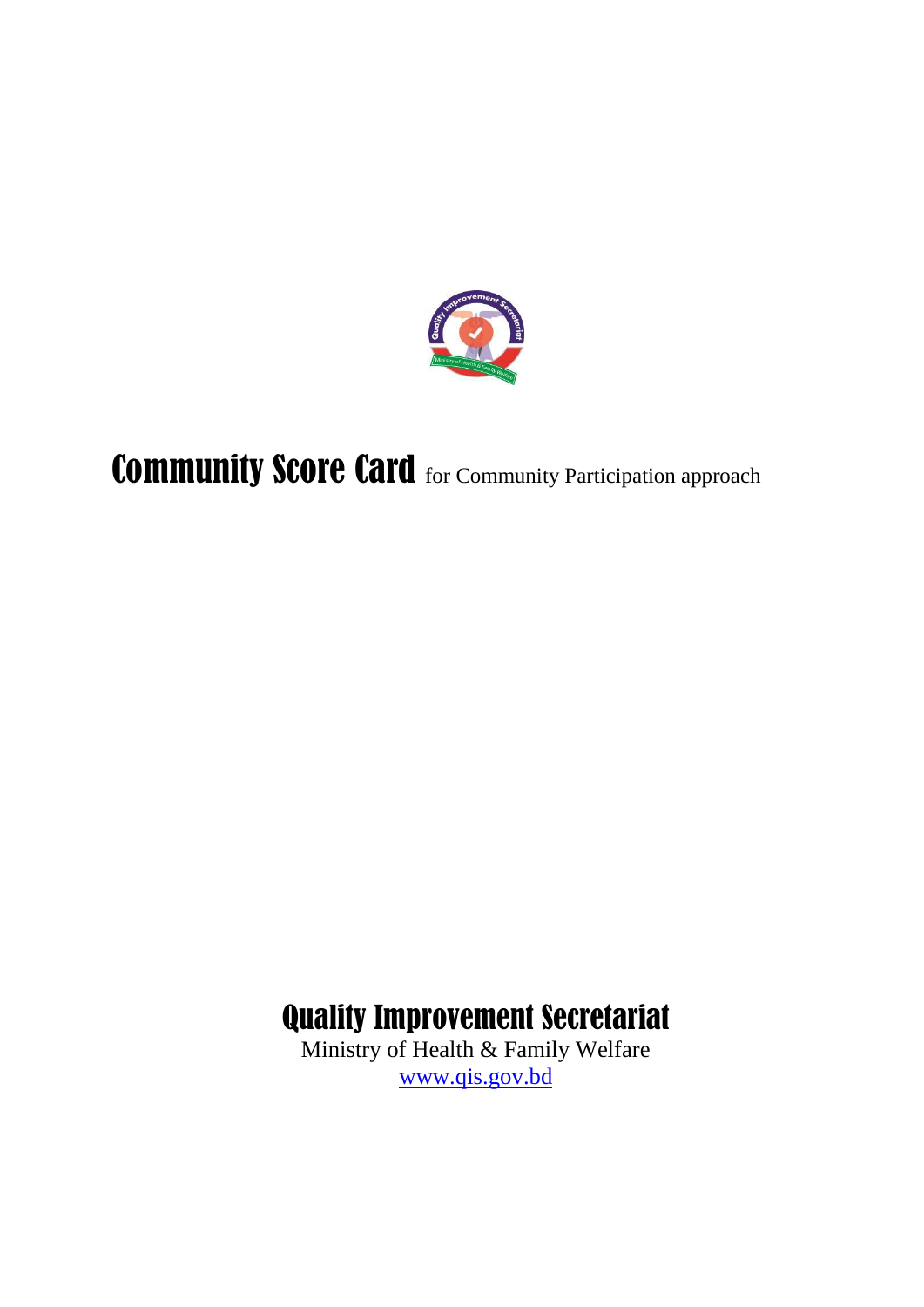# Community Score Card for Community Participation approach

## Quality Improvement Secretariat

Ministry of Health & Family Welfare

www.qis.gov.bd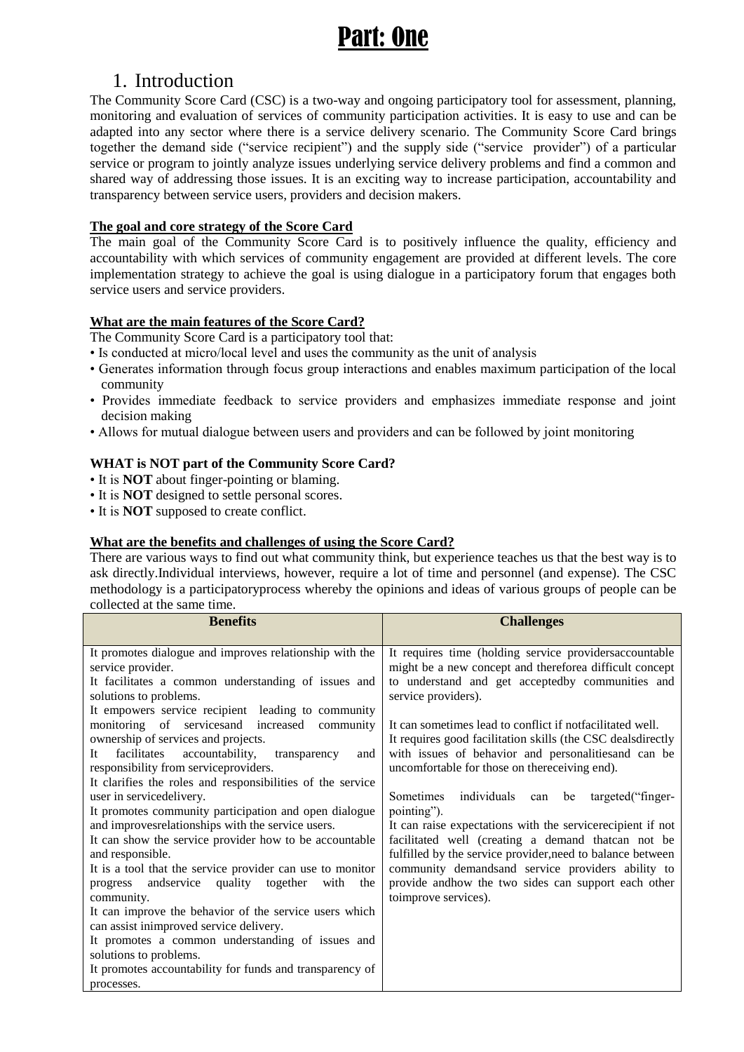# Part: One

## 1. Introduction

The Community Score Card (CSC) is a two-way and ongoing participatory tool for assessment, planning, monitoring and evaluation of services of community participation activities. It is easy to use and can be adapted into any sector where there is a service delivery scenario. The Community Score Card brings together the demand side ("service recipient") and the supply side ("service provider") of a particular service or program to jointly analyze issues underlying service delivery problems and find a common and shared way of addressing those issues. It is an exciting way to increase participation, accountability and transparency between service users, providers and decision makers.

**The goal and core strategy of the Score Card**

The main goal of the Community Score Card is to positively influence the quality, efficiency and accountability with which services of community engagement are provided at different levels. The core implementation strategy to achieve the goal is using dialogue in a participatory forum that engages both service users and service providers.

**What are the main features of the Score Card?**

The Community Score Card is a participatory tool that:

- Is conducted at micro/local level and uses the community as the unit of analysis
- Generates information through focus group interactions and enables maximum participation of the local community
- Provides immediate feedback to service providers and emphasizes immediate response and joint decision making
- Allows for mutual dialogue between users and providers and can be followed by joint monitoring

**WHAT is NOT part of the Community Score Card?**

- It is **NOT** about finger-pointing or blaming.
- It is **NOT** designed to settle personal scores.
- It is **NOT** supposed to create conflict.

**What are the benefits and challenges of using the Score Card?**

There are various ways to find out what community think, but experience teaches us that the best way is to ask directly.Individual interviews, however, require a lot of time and personnel (and expense). The CSC methodology is a participatoryprocess whereby the opinions and ideas of various groups of people can be collected at the same time.

| Benefits | Challenges |
|---|---|
| It promotes dialogue and improves relationship with the service provider.<br>It facilitates a common understanding of issues and solutions to problems.<br>It empowers service recipient leading to community monitoring of servicesand increased community ownership of services and projects.<br>It facilitates accountability, transparency and responsibility from serviceproviders.<br>It clarifies the roles and responsibilities of the service user in servicedelivery.<br>It promotes community participation and open dialogue and improvesrelationships with the service users.<br>It can show the service provider how to be accountable and responsible.<br>It is a tool that the service provider can use to monitor progress andservice quality together with the community.<br>It can improve the behavior of the service users which can assist inimproved service delivery.<br>It promotes a common understanding of issues and solutions to problems.<br>It promotes accountability for funds and transparency of processes. | It requires time (holding service providersaccountable might be a new concept and thereforea difficult concept to understand and get acceptedby communities and service providers).<br><br>It can sometimes lead to conflict if notfacilitated well.<br>It requires good facilitation skills (the CSC dealsdirectly with issues of behavior and personalitiesand can be uncomfortable for those on thereceiving end).<br><br>Sometimes individuals can be targeted("finger-pointing").<br>It can raise expectations with the servicerecipient if not facilitated well (creating a demand thatcan not be fulfilled by the service provider,need to balance between community demandsand service providers ability to provide andhow the two sides can support each other toimprove services). |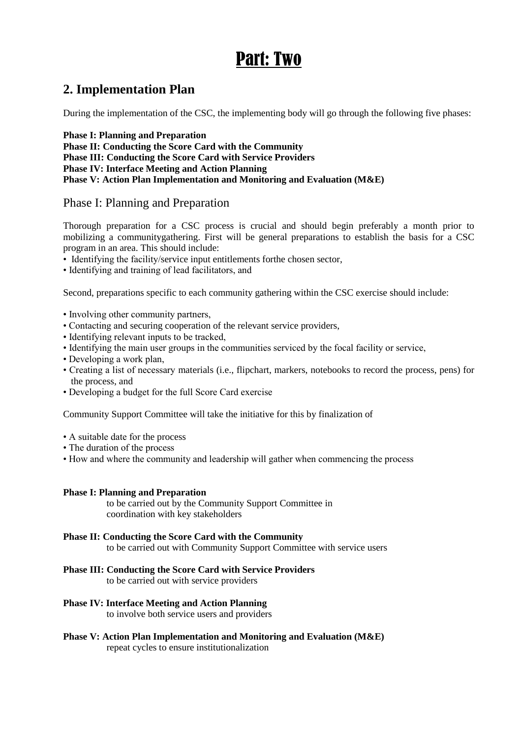# Part: Two

## 2. Implementation Plan

During the implementation of the CSC, the implementing body will go through the following five phases:

**Phase I: Planning and Preparation**
**Phase II: Conducting the Score Card with the Community**
**Phase III: Conducting the Score Card with Service Providers**
**Phase IV: Interface Meeting and Action Planning**
**Phase V: Action Plan Implementation and Monitoring and Evaluation (M&E)**

### Phase I: Planning and Preparation

Thorough preparation for a CSC process is crucial and should begin preferably a month prior to mobilizing a communitygathering. First will be general preparations to establish the basis for a CSC program in an area. This should include:

- Identifying the facility/service input entitlements forthe chosen sector,
- Identifying and training of lead facilitators, and

Second, preparations specific to each community gathering within the CSC exercise should include:

- Involving other community partners,
- Contacting and securing cooperation of the relevant service providers,
- Identifying relevant inputs to be tracked,
- Identifying the main user groups in the communities serviced by the focal facility or service,
- Developing a work plan,
- Creating a list of necessary materials (i.e., flipchart, markers, notebooks to record the process, pens) for the process, and
- Developing a budget for the full Score Card exercise

Community Support Committee will take the initiative for this by finalization of

- A suitable date for the process
- The duration of the process
- How and where the community and leadership will gather when commencing the process

**Phase I: Planning and Preparation**
to be carried out by the Community Support Committee in coordination with key stakeholders

**Phase II: Conducting the Score Card with the Community**
to be carried out with Community Support Committee with service users

**Phase III: Conducting the Score Card with Service Providers**
to be carried out with service providers

**Phase IV: Interface Meeting and Action Planning**
to involve both service users and providers

**Phase V: Action Plan Implementation and Monitoring and Evaluation (M&E)**
repeat cycles to ensure institutionalization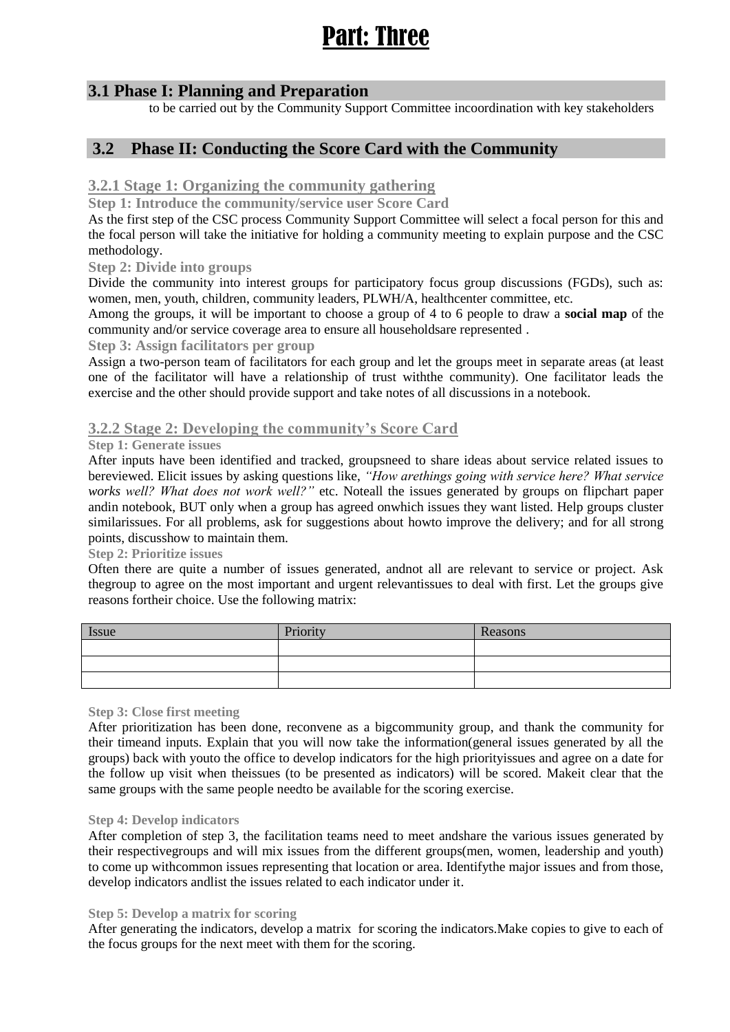# Part: Three

## 3.1 Phase I: Planning and Preparation

to be carried out by the Community Support Committee incoordination with key stakeholders

## 3.2 Phase II: Conducting the Score Card with the Community

### 3.2.1 Stage 1: Organizing the community gathering

**Step 1: Introduce the community/service user Score Card**

As the first step of the CSC process Community Support Committee will select a focal person for this and the focal person will take the initiative for holding a community meeting to explain purpose and the CSC methodology.

**Step 2: Divide into groups**

Divide the community into interest groups for participatory focus group discussions (FGDs), such as: women, men, youth, children, community leaders, PLWH/A, healthcenter committee, etc.

Among the groups, it will be important to choose a group of 4 to 6 people to draw a **social map** of the community and/or service coverage area to ensure all householdsare represented .

**Step 3: Assign facilitators per group**

Assign a two-person team of facilitators for each group and let the groups meet in separate areas (at least one of the facilitator will have a relationship of trust withthe community). One facilitator leads the exercise and the other should provide support and take notes of all discussions in a notebook.

### 3.2.2 Stage 2: Developing the community's Score Card

**Step 1: Generate issues**

After inputs have been identified and tracked, groupsneed to share ideas about service related issues to bereviewed. Elicit issues by asking questions like, *"How arethings going with service here? What service works well? What does not work well?"* etc. Noteall the issues generated by groups on flipchart paper andin notebook, BUT only when a group has agreed onwhich issues they want listed. Help groups cluster similarissues. For all problems, ask for suggestions about howto improve the delivery; and for all strong points, discusshow to maintain them.

**Step 2: Prioritize issues**

Often there are quite a number of issues generated, andnot all are relevant to service or project. Ask thegroup to agree on the most important and urgent relevantissues to deal with first. Let the groups give reasons fortheir choice. Use the following matrix:

| Issue | Priority | Reasons |
|---|---|---|
| | | |
| | | |
| | | |

**Step 3: Close first meeting**

After prioritization has been done, reconvene as a bigcommunity group, and thank the community for their timeand inputs. Explain that you will now take the information(general issues generated by all the groups) back with youto the office to develop indicators for the high priorityissues and agree on a date for the follow up visit when theissues (to be presented as indicators) will be scored. Makeit clear that the same groups with the same people needto be available for the scoring exercise.

**Step 4: Develop indicators**

After completion of step 3, the facilitation teams need to meet andshare the various issues generated by their respectivegroups and will mix issues from the different groups(men, women, leadership and youth) to come up withcommon issues representing that location or area. Identifythe major issues and from those, develop indicators andlist the issues related to each indicator under it.

**Step 5: Develop a matrix for scoring**

After generating the indicators, develop a matrix for scoring the indicators.Make copies to give to each of the focus groups for the next meet with them for the scoring.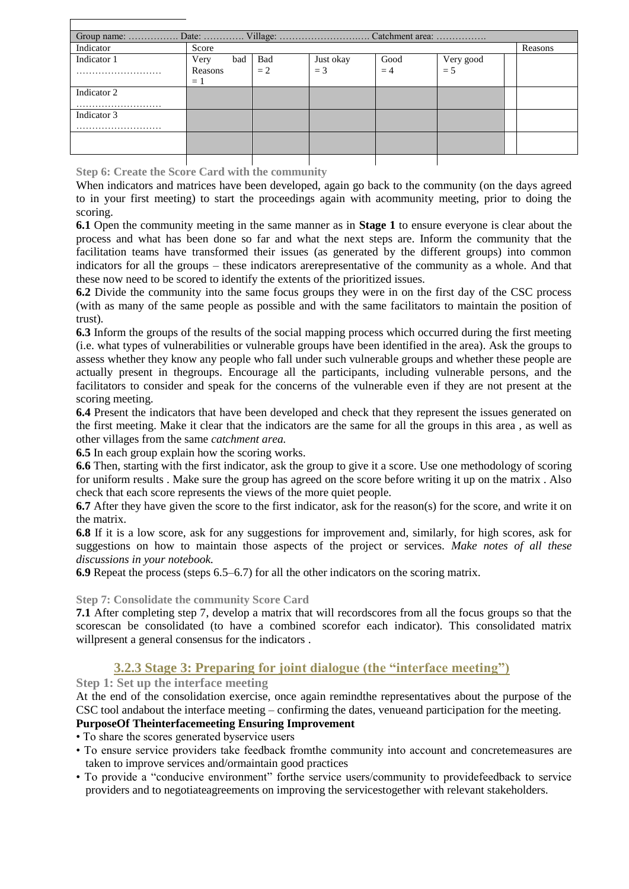| Group name: ……………. Date: …………. Village: ………………………. Catchment area: ……………. | | | | | | | |
|---|---|---|---|---|---|---|---|
| Indicator | Score | | | | | | Reasons |
| Indicator 1 ……………………… | Very bad Reasons = 1 | Bad = 2 | Just okay = 3 | Good = 4 | Very good = 5 | | |
| Indicator 2 ……………………… | | | | | | | |
| Indicator 3 ……………………… | | | | | | | |
| | | | | | | | |

**Step 6: Create the Score Card with the community**

When indicators and matrices have been developed, again go back to the community (on the days agreed to in your first meeting) to start the proceedings again with acommunity meeting, prior to doing the scoring.

**6.1** Open the community meeting in the same manner as in **Stage 1** to ensure everyone is clear about the process and what has been done so far and what the next steps are. Inform the community that the facilitation teams have transformed their issues (as generated by the different groups) into common indicators for all the groups – these indicators arerepresentative of the community as a whole. And that these now need to be scored to identify the extents of the prioritized issues.

**6.2** Divide the community into the same focus groups they were in on the first day of the CSC process (with as many of the same people as possible and with the same facilitators to maintain the position of trust).

**6.3** Inform the groups of the results of the social mapping process which occurred during the first meeting (i.e. what types of vulnerabilities or vulnerable groups have been identified in the area). Ask the groups to assess whether they know any people who fall under such vulnerable groups and whether these people are actually present in thegroups. Encourage all the participants, including vulnerable persons, and the facilitators to consider and speak for the concerns of the vulnerable even if they are not present at the scoring meeting.

**6.4** Present the indicators that have been developed and check that they represent the issues generated on the first meeting. Make it clear that the indicators are the same for all the groups in this area , as well as other villages from the same *catchment area.*

**6.5** In each group explain how the scoring works.

**6.6** Then, starting with the first indicator, ask the group to give it a score. Use one methodology of scoring for uniform results . Make sure the group has agreed on the score before writing it up on the matrix . Also check that each score represents the views of the more quiet people.

**6.7** After they have given the score to the first indicator, ask for the reason(s) for the score, and write it on the matrix.

**6.8** If it is a low score, ask for any suggestions for improvement and, similarly, for high scores, ask for suggestions on how to maintain those aspects of the project or services. *Make notes of all these discussions in your notebook.*

**6.9** Repeat the process (steps 6.5–6.7) for all the other indicators on the scoring matrix.

**Step 7: Consolidate the community Score Card**

**7.1** After completing step 7, develop a matrix that will recordscores from all the focus groups so that the scorescan be consolidated (to have a combined scorefor each indicator). This consolidated matrix willpresent a general consensus for the indicators .

### 3.2.3 Stage 3: Preparing for joint dialogue (the "interface meeting")

**Step 1: Set up the interface meeting**

At the end of the consolidation exercise, once again remindthe representatives about the purpose of the CSC tool andabout the interface meeting – confirming the dates, venueand participation for the meeting.

**PurposeOf Theinterfacemeeting Ensuring Improvement**

- To share the scores generated byservice users
- To ensure service providers take feedback fromthe community into account and concretemeasures are taken to improve services and/ormaintain good practices
- To provide a "conducive environment" forthe service users/community to providefeedback to service providers and to negotiateagreements on improving the servicestogether with relevant stakeholders.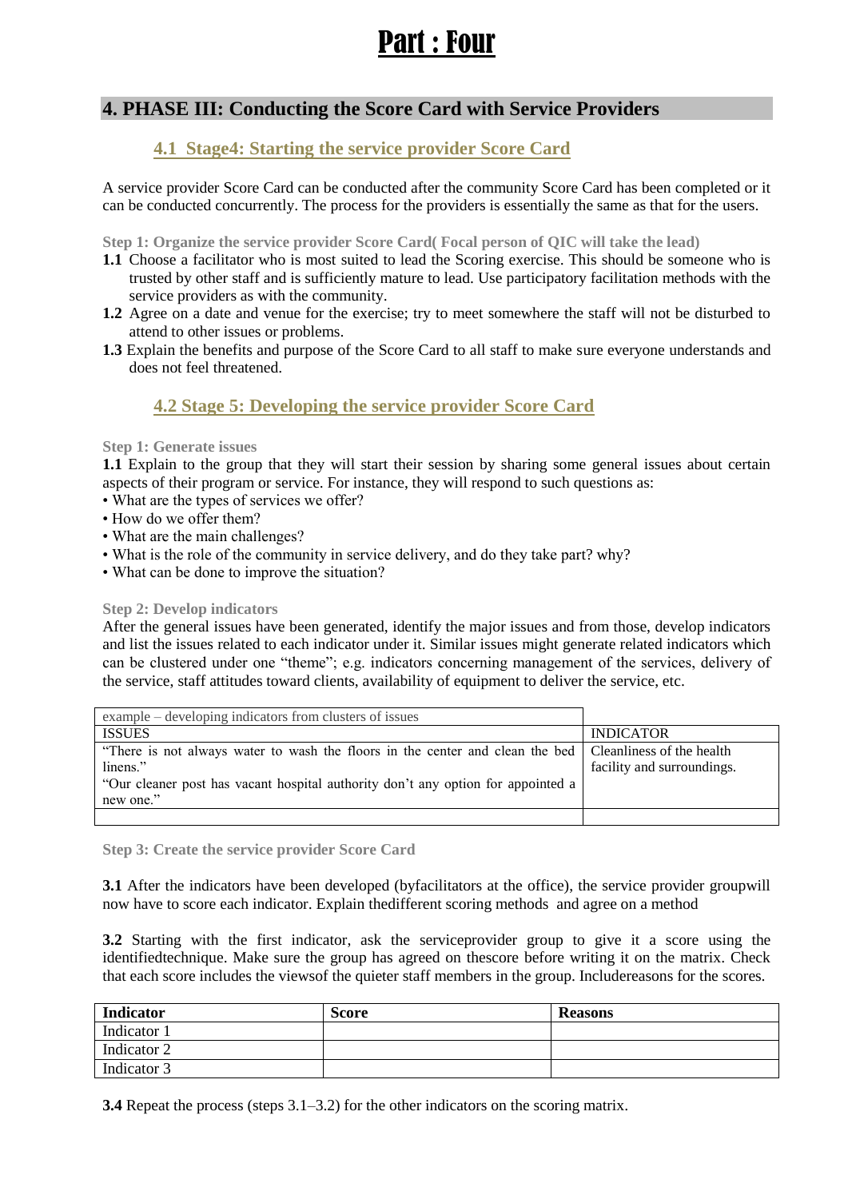# Part : Four

## 4. PHASE III: Conducting the Score Card with Service Providers

### 4.1 Stage4: Starting the service provider Score Card

A service provider Score Card can be conducted after the community Score Card has been completed or it can be conducted concurrently. The process for the providers is essentially the same as that for the users.

**Step 1: Organize the service provider Score Card( Focal person of QIC will take the lead)**

**1.1** Choose a facilitator who is most suited to lead the Scoring exercise. This should be someone who is trusted by other staff and is sufficiently mature to lead. Use participatory facilitation methods with the service providers as with the community.

**1.2** Agree on a date and venue for the exercise; try to meet somewhere the staff will not be disturbed to attend to other issues or problems.

**1.3** Explain the benefits and purpose of the Score Card to all staff to make sure everyone understands and does not feel threatened.

### 4.2 Stage 5: Developing the service provider Score Card

**Step 1: Generate issues**

**1.1** Explain to the group that they will start their session by sharing some general issues about certain aspects of their program or service. For instance, they will respond to such questions as:

- What are the types of services we offer?
- How do we offer them?
- What are the main challenges?
- What is the role of the community in service delivery, and do they take part? why?
- What can be done to improve the situation?

**Step 2: Develop indicators**

After the general issues have been generated, identify the major issues and from those, develop indicators and list the issues related to each indicator under it. Similar issues might generate related indicators which can be clustered under one "theme"; e.g. indicators concerning management of the services, delivery of the service, staff attitudes toward clients, availability of equipment to deliver the service, etc.

| example – developing indicators from clusters of issues | |
|---|---|
| ISSUES | INDICATOR |
| "There is not always water to wash the floors in the center and clean the bed linens."<br>"Our cleaner post has vacant hospital authority don't any option for appointed a new one." | Cleanliness of the health facility and surroundings. |
| | |

**Step 3: Create the service provider Score Card**

**3.1** After the indicators have been developed (byfacilitators at the office), the service provider groupwill now have to score each indicator. Explain thedifferent scoring methods and agree on a method

**3.2** Starting with the first indicator, ask the serviceprovider group to give it a score using the identifiedtechnique. Make sure the group has agreed on thescore before writing it on the matrix. Check that each score includes the viewsof the quieter staff members in the group. Includereasons for the scores.

| Indicator | Score | Reasons |
|---|---|---|
| Indicator 1 | | |
| Indicator 2 | | |
| Indicator 3 | | |

**3.4** Repeat the process (steps 3.1–3.2) for the other indicators on the scoring matrix.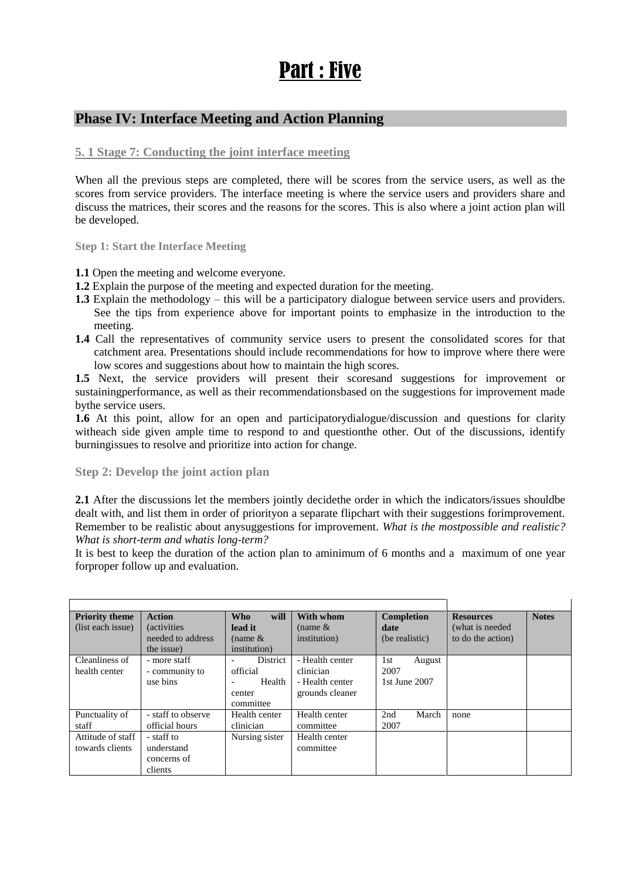# Part : Five

## Phase IV: Interface Meeting and Action Planning

### 5. 1 Stage 7: Conducting the joint interface meeting

When all the previous steps are completed, there will be scores from the service users, as well as the scores from service providers. The interface meeting is where the service users and providers share and discuss the matrices, their scores and the reasons for the scores. This is also where a joint action plan will be developed.

#### Step 1: Start the Interface Meeting

**1.1** Open the meeting and welcome everyone.
**1.2** Explain the purpose of the meeting and expected duration for the meeting.
**1.3** Explain the methodology – this will be a participatory dialogue between service users and providers. See the tips from experience above for important points to emphasize in the introduction to the meeting.
**1.4** Call the representatives of community service users to present the consolidated scores for that catchment area. Presentations should include recommendations for how to improve where there were low scores and suggestions about how to maintain the high scores.
**1.5** Next, the service providers will present their scoresand suggestions for improvement or sustainingperformance, as well as their recommendationsbased on the suggestions for improvement made bythe service users.
**1.6** At this point, allow for an open and participatorydialogue/discussion and questions for clarity witheach side given ample time to respond to and questionthe other. Out of the discussions, identify burningissues to resolve and prioritize into action for change.

#### Step 2: Develop the joint action plan

**2.1** After the discussions let the members jointly decidethe order in which the indicators/issues shouldbe dealt with, and list them in order of priorityon a separate flipchart with their suggestions forimprovement. Remember to be realistic about anysuggestions for improvement. *What is the mostpossible and realistic? What is short-term and whatis long-term?*
It is best to keep the duration of the action plan to aminimum of 6 months and a maximum of one year forproper follow up and evaluation.

| **Priority theme** (list each issue) | **Action** (activities needed to address the issue) | **Who will lead it** (name & institution) | **With whom** (name & institution) | **Completion date** (be realistic) | **Resources** (what is needed to do the action) | **Notes** |
|---|---|---|---|---|---|---|
| Cleanliness of health center | - more staff<br>- community to use bins | - District official<br>- Health center committee | - Health center clinician<br>- Health center grounds cleaner | 1st August 2007<br>1st June 2007 | | |
| Punctuality of staff | - staff to observe official hours | Health center clinician | Health center committee | 2nd March 2007 | none | |
| Attitude of staff towards clients | - staff to understand concerns of clients | Nursing sister | Health center committee | | | |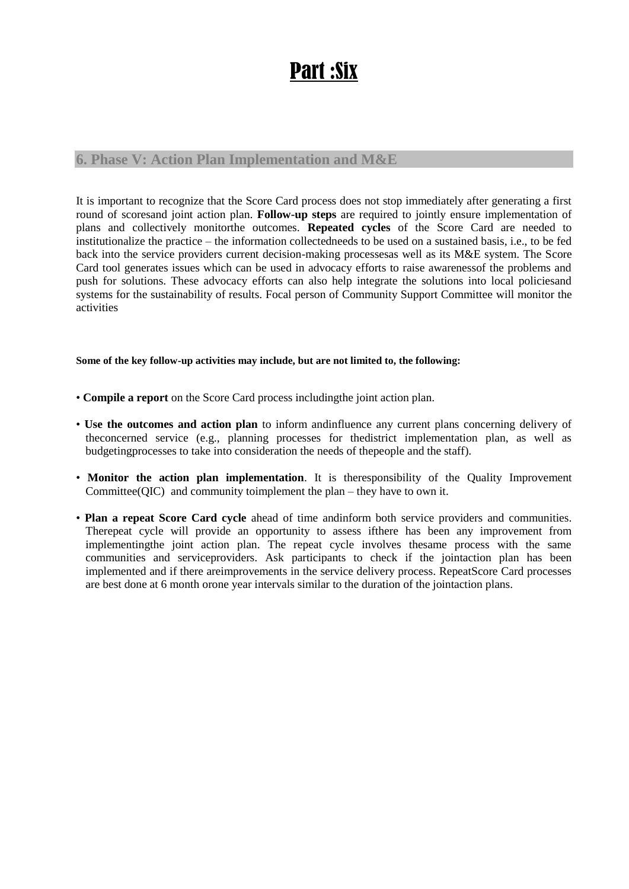# Part :Six

## 6. Phase V: Action Plan Implementation and M&E

It is important to recognize that the Score Card process does not stop immediately after generating a first round of scoresand joint action plan. **Follow-up steps** are required to jointly ensure implementation of plans and collectively monitorthe outcomes. **Repeated cycles** of the Score Card are needed to institutionalize the practice – the information collectedneeds to be used on a sustained basis, i.e., to be fed back into the service providers current decision-making processesas well as its M&E system. The Score Card tool generates issues which can be used in advocacy efforts to raise awarenessof the problems and push for solutions. These advocacy efforts can also help integrate the solutions into local policiesand systems for the sustainability of results. Focal person of Community Support Committee will monitor the activities

**Some of the key follow-up activities may include, but are not limited to, the following:**

- **Compile a report** on the Score Card process includingthe joint action plan.
- **Use the outcomes and action plan** to inform andinfluence any current plans concerning delivery of theconcerned service (e.g., planning processes for thedistrict implementation plan, as well as budgetingprocesses to take into consideration the needs of thepeople and the staff).
- **Monitor the action plan implementation**. It is theresponsibility of the Quality Improvement Committee(QIC) and community toimplement the plan – they have to own it.
- **Plan a repeat Score Card cycle** ahead of time andinform both service providers and communities. Therepeat cycle will provide an opportunity to assess ifthere has been any improvement from implementingthe joint action plan. The repeat cycle involves thesame process with the same communities and serviceproviders. Ask participants to check if the jointaction plan has been implemented and if there areimprovements in the service delivery process. RepeatScore Card processes are best done at 6 month orone year intervals similar to the duration of the jointaction plans.